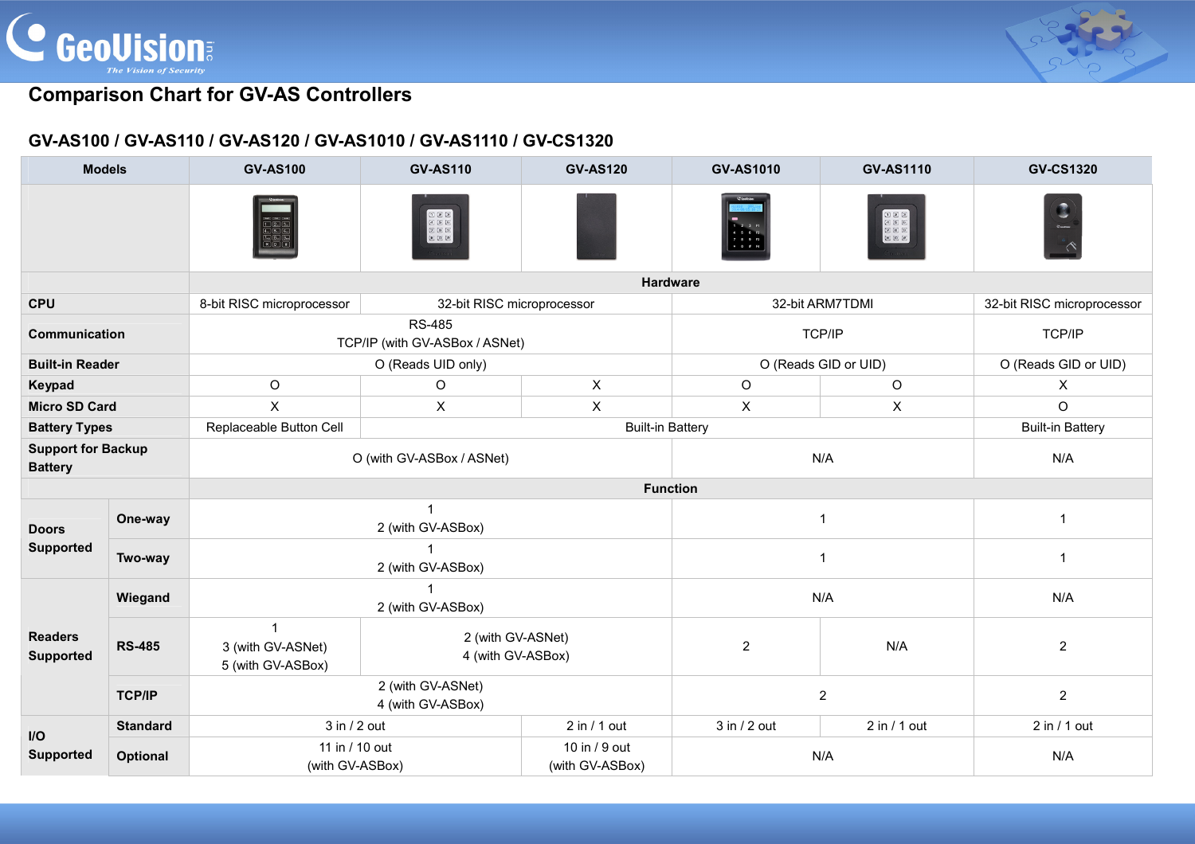# Comparison Chart for GV-AS Controllers

## GV-AS100 / GV-AS110 / GV-AS120 / GV-AS1010 / GV-AS1110 / GV-CS1320

| Models | | GV-AS100 | GV-AS110 | GV-AS120 | GV-AS1010 | GV-AS1110 | GV-CS1320 |
|---|---|---|---|---|---|---|---|
| | | | | | | | |
| **Hardware** | | | | | | | |
| **CPU** | | 8-bit RISC microprocessor | 32-bit RISC microprocessor | | 32-bit ARM7TDMI | | 32-bit RISC microprocessor |
| **Communication** | | RS-485<br>TCP/IP (with GV-ASBox / ASNet) | | | TCP/IP | | TCP/IP |
| **Built-in Reader** | | O (Reads UID only) | | | O (Reads GID or UID) | | O (Reads GID or UID) |
| **Keypad** | | O | O | X | O | O | X |
| **Micro SD Card** | | X | X | X | X | X | O |
| **Battery Types** | | Replaceable Button Cell | Built-in Battery | | | | Built-in Battery |
| **Support for Backup Battery** | | O (with GV-ASBox / ASNet) | | | N/A | | N/A |
| **Function** | | | | | | | |
| **Doors Supported** | **One-way** | 1<br>2 (with GV-ASBox) | | | 1 | | 1 |
| | **Two-way** | 1<br>2 (with GV-ASBox) | | | 1 | | 1 |
| **Readers Supported** | **Wiegand** | 1<br>2 (with GV-ASBox) | | | N/A | | N/A |
| | **RS-485** | 1<br>3 (with GV-ASNet)<br>5 (with GV-ASBox) | 2 (with GV-ASNet)<br>4 (with GV-ASBox) | | 2 | N/A | 2 |
| | **TCP/IP** | 2 (with GV-ASNet)<br>4 (with GV-ASBox) | | | 2 | | 2 |
| **I/O Supported** | **Standard** | 3 in / 2 out | | 2 in / 1 out | 3 in / 2 out | 2 in / 1 out | 2 in / 1 out |
| | **Optional** | 11 in / 10 out<br>(with GV-ASBox) | | 10 in / 9 out<br>(with GV-ASBox) | N/A | | N/A |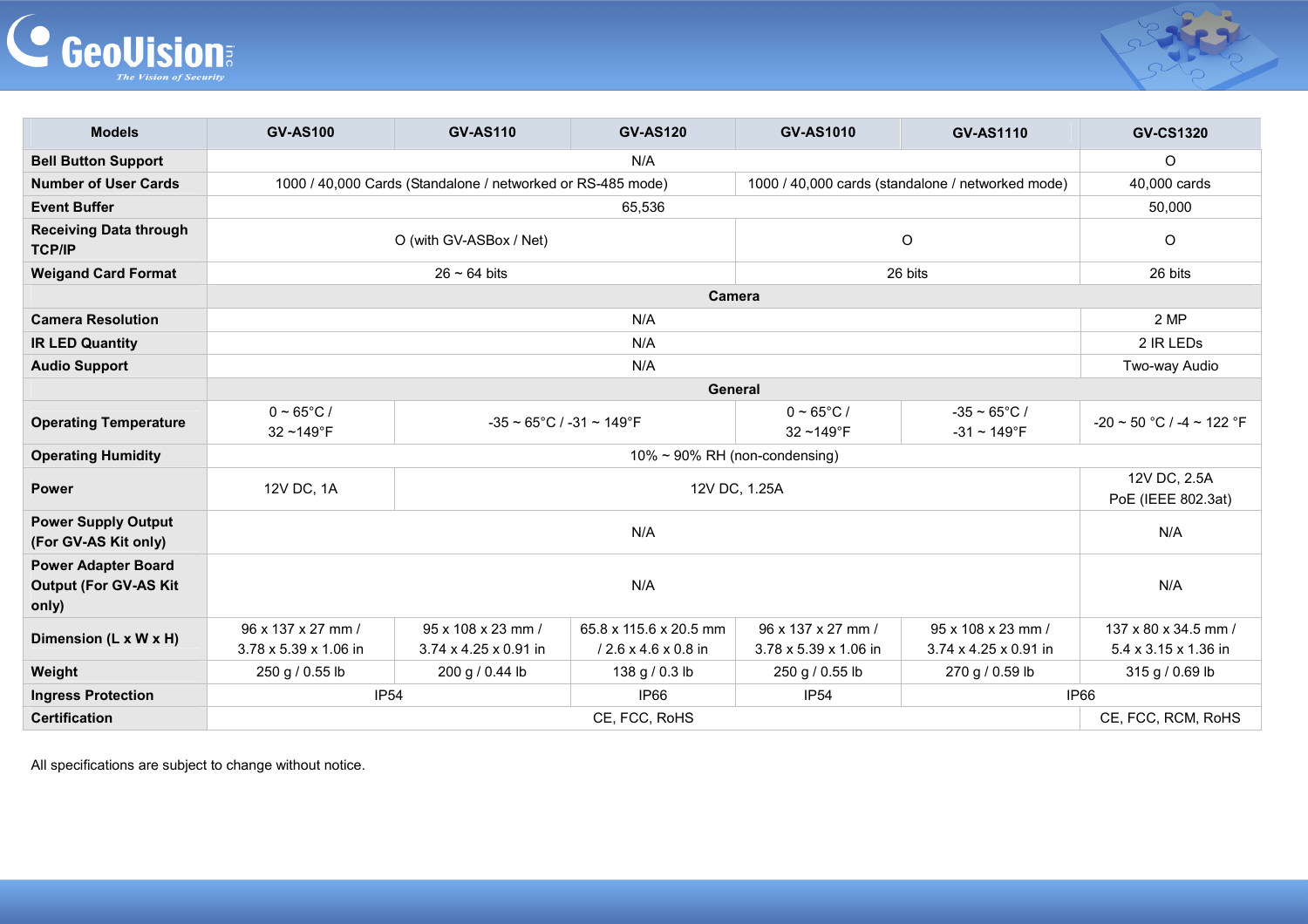| Models | GV-AS100 | GV-AS110 | GV-AS120 | GV-AS1010 | GV-AS1110 | GV-CS1320 |
|---|---|---|---|---|---|---|
| Bell Button Support | N/A | | | | | O |
| Number of User Cards | 1000 / 40,000 Cards (Standalone / networked or RS-485 mode) | | | 1000 / 40,000 cards (standalone / networked mode) | | 40,000 cards |
| Event Buffer | 65,536 | | | | | 50,000 |
| Receiving Data through TCP/IP | O (with GV-ASBox / Net) | | | O | | O |
| Weigand Card Format | 26 ~ 64 bits | | | 26 bits | | 26 bits |
| | **Camera** | | | | | |
| Camera Resolution | N/A | | | | | 2 MP |
| IR LED Quantity | N/A | | | | | 2 IR LEDs |
| Audio Support | N/A | | | | | Two-way Audio |
| | **General** | | | | | |
| Operating Temperature | 0 ~ 65°C / 32 ~149°F | -35 ~ 65°C / -31 ~ 149°F | | 0 ~ 65°C / 32 ~149°F | -35 ~ 65°C / -31 ~ 149°F | -20 ~ 50 °C / -4 ~ 122 °F |
| Operating Humidity | 10% ~ 90% RH (non-condensing) | | | | | |
| Power | 12V DC, 1A | 12V DC, 1.25A | | | | 12V DC, 2.5A PoE (IEEE 802.3at) |
| Power Supply Output (For GV-AS Kit only) | N/A | | | | | N/A |
| Power Adapter Board Output (For GV-AS Kit only) | N/A | | | | | N/A |
| Dimension (L x W x H) | 96 x 137 x 27 mm / 3.78 x 5.39 x 1.06 in | 95 x 108 x 23 mm / 3.74 x 4.25 x 0.91 in | 65.8 x 115.6 x 20.5 mm / 2.6 x 4.6 x 0.8 in | 96 x 137 x 27 mm / 3.78 x 5.39 x 1.06 in | 95 x 108 x 23 mm / 3.74 x 4.25 x 0.91 in | 137 x 80 x 34.5 mm / 5.4 x 3.15 x 1.36 in |
| Weight | 250 g / 0.55 lb | 200 g / 0.44 lb | 138 g / 0.3 lb | 250 g / 0.55 lb | 270 g / 0.59 lb | 315 g / 0.69 lb |
| Ingress Protection | IP54 | | IP66 | IP54 | IP66 | |
| Certification | CE, FCC, RoHS | | | | | CE, FCC, RCM, RoHS |

All specifications are subject to change without notice.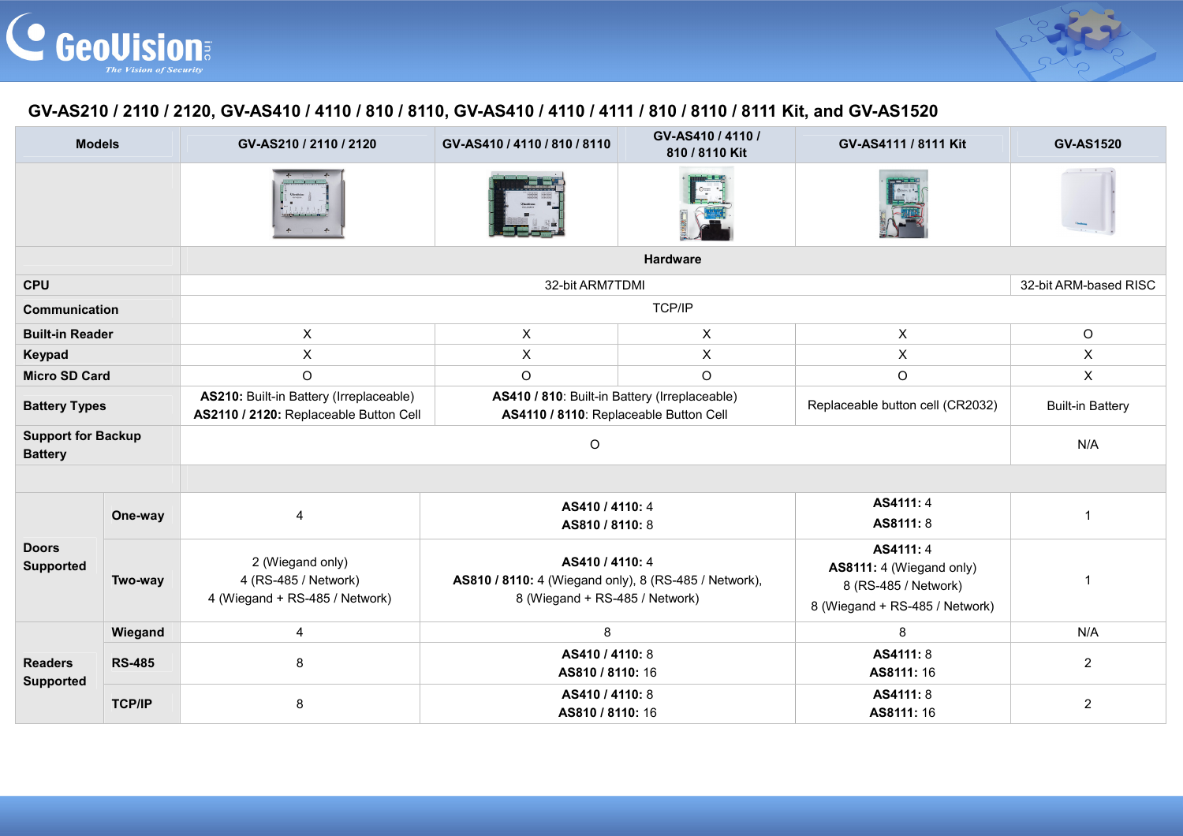## GV-AS210 / 2110 / 2120, GV-AS410 / 4110 / 810 / 8110, GV-AS410 / 4110 / 4111 / 810 / 8110 / 8111 Kit, and GV-AS1520

| Models | | GV-AS210 / 2110 / 2120 | GV-AS410 / 4110 / 810 / 8110 | GV-AS410 / 4110 / 810 / 8110 Kit | GV-AS4111 / 8111 Kit | GV-AS1520 |
|---|---|---|---|---|---|---|
| | | | | | | |
| | | **Hardware** | | | | |
| **CPU** | | 32-bit ARM7TDMI | | | | 32-bit ARM-based RISC |
| **Communication** | | TCP/IP | | | | |
| **Built-in Reader** | | X | X | X | X | O |
| **Keypad** | | X | X | X | X | X |
| **Micro SD Card** | | O | O | O | O | X |
| **Battery Types** | | **AS210:** Built-in Battery (Irreplaceable) **AS2110 / 2120:** Replaceable Button Cell | **AS410 / 810**: Built-in Battery (Irreplaceable) **AS4110 / 8110**: Replaceable Button Cell | | Replaceable button cell (CR2032) | Built-in Battery |
| **Support for Backup Battery** | | O | | | | N/A |
| | | | | | | |
| **Doors Supported** | **One-way** | 4 | **AS410 / 4110:** 4 **AS810 / 8110:** 8 | | **AS4111:** 4 **AS8111:** 8 | 1 |
| | **Two-way** | 2 (Wiegand only) 4 (RS-485 / Network) 4 (Wiegand + RS-485 / Network) | **AS410 / 4110:** 4 **AS810 / 8110:** 4 (Wiegand only), 8 (RS-485 / Network), 8 (Wiegand + RS-485 / Network) | | **AS4111:** 4 **AS8111:** 4 (Wiegand only) 8 (RS-485 / Network) 8 (Wiegand + RS-485 / Network) | 1 |
| **Readers Supported** | **Wiegand** | 4 | 8 | | 8 | N/A |
| | **RS-485** | 8 | **AS410 / 4110:** 8 **AS810 / 8110:** 16 | | **AS4111:** 8 **AS8111:** 16 | 2 |
| | **TCP/IP** | 8 | **AS410 / 4110:** 8 **AS810 / 8110:** 16 | | **AS4111:** 8 **AS8111:** 16 | 2 |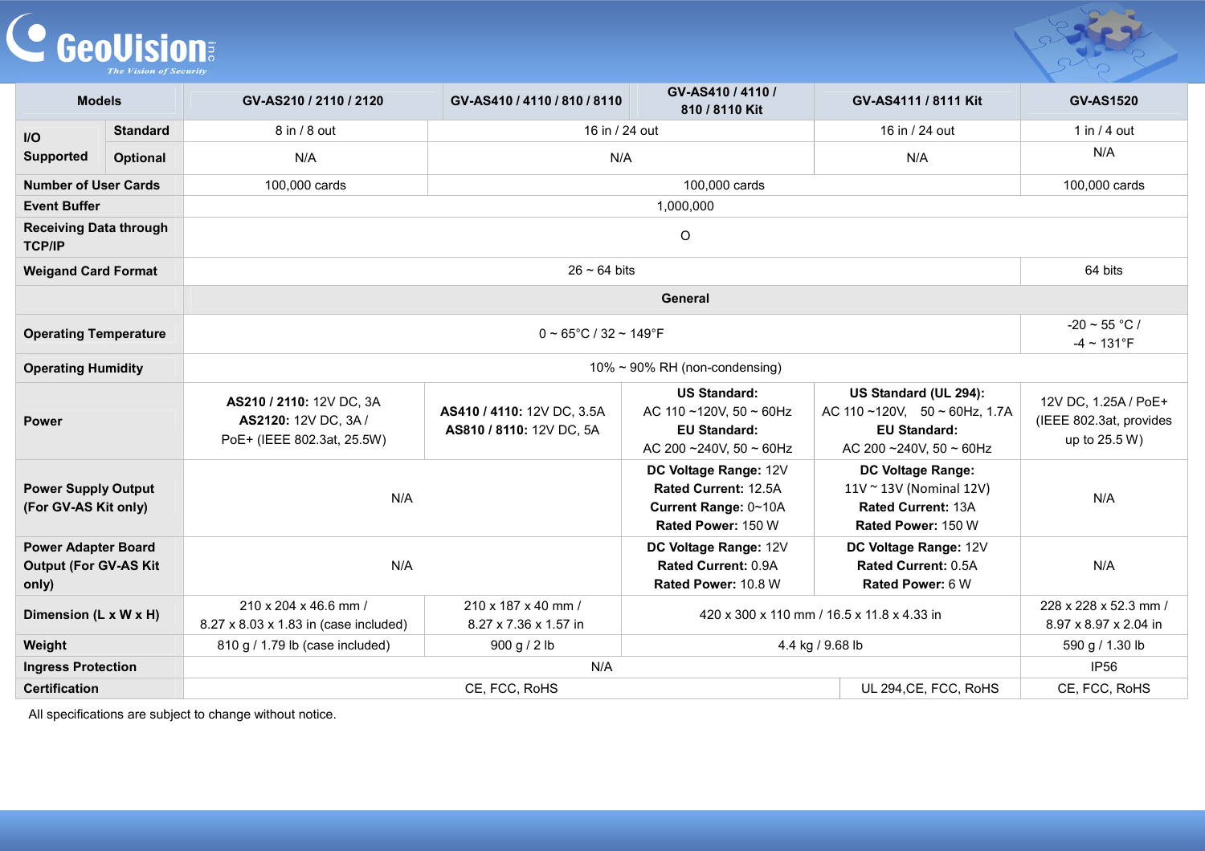| Models | | GV-AS210 / 2110 / 2120 | GV-AS410 / 4110 / 810 / 8110 | GV-AS410 / 4110 / 810 / 8110 Kit | GV-AS4111 / 8111 Kit | GV-AS1520 |
|---|---|---|---|---|---|---|
| I/O Supported | Standard | 8 in / 8 out | 16 in / 24 out | | 16 in / 24 out | 1 in / 4 out |
| | Optional | N/A | N/A | | N/A | N/A |
| Number of User Cards | | 100,000 cards | 100,000 cards | | | 100,000 cards |
| Event Buffer | | 1,000,000 | | | | |
| Receiving Data through TCP/IP | | O | | | | |
| Weigand Card Format | | 26 ~ 64 bits | | | | 64 bits |
| | | General | | | | |
| Operating Temperature | | 0 ~ 65°C / 32 ~ 149°F | | | | -20 ~ 55 °C / -4 ~ 131°F |
| Operating Humidity | | 10% ~ 90% RH (non-condensing) | | | | |
| Power | | **AS210 / 2110:** 12V DC, 3A **AS2120:** 12V DC, 3A / PoE+ (IEEE 802.3at, 25.5W) | **AS410 / 4110:** 12V DC, 3.5A **AS810 / 8110:** 12V DC, 5A | **US Standard:** AC 110 ~120V, 50 ~ 60Hz **EU Standard:** AC 200 ~240V, 50 ~ 60Hz | **US Standard (UL 294):** AC 110 ~120V, 50 ~ 60Hz, 1.7A **EU Standard:** AC 200 ~240V, 50 ~ 60Hz | 12V DC, 1.25A / PoE+ (IEEE 802.3at, provides up to 25.5 W) |
| Power Supply Output (For GV-AS Kit only) | | N/A | | **DC Voltage Range:** 12V **Rated Current:** 12.5A **Current Range:** 0~10A **Rated Power:** 150 W | **DC Voltage Range:** 11V ~ 13V (Nominal 12V) **Rated Current:** 13A **Rated Power:** 150 W | N/A |
| Power Adapter Board Output (For GV-AS Kit only) | | N/A | | **DC Voltage Range:** 12V **Rated Current:** 0.9A **Rated Power:** 10.8 W | **DC Voltage Range:** 12V **Rated Current:** 0.5A **Rated Power:** 6 W | N/A |
| Dimension (L x W x H) | | 210 x 204 x 46.6 mm / 8.27 x 8.03 x 1.83 in (case included) | 210 x 187 x 40 mm / 8.27 x 7.36 x 1.57 in | 420 x 300 x 110 mm / 16.5 x 11.8 x 4.33 in | | 228 x 228 x 52.3 mm / 8.97 x 8.97 x 2.04 in |
| Weight | | 810 g / 1.79 lb (case included) | 900 g / 2 lb | 4.4 kg / 9.68 lb | | 590 g / 1.30 lb |
| Ingress Protection | | N/A | | | | IP56 |
| Certification | | CE, FCC, RoHS | | | UL 294,CE, FCC, RoHS | CE, FCC, RoHS |

All specifications are subject to change without notice.